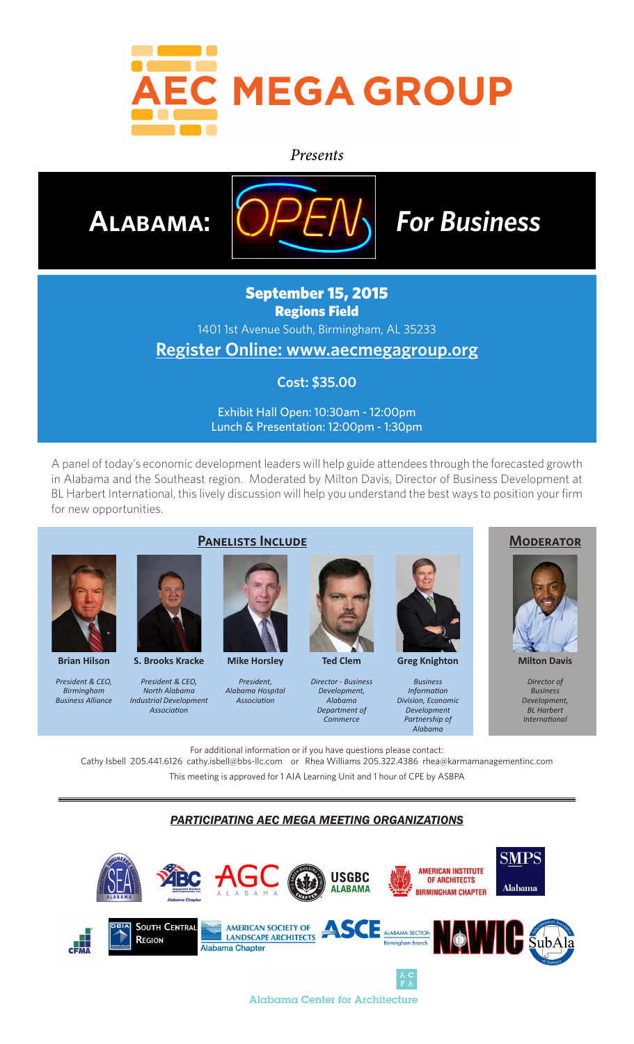# AEC MEGA GROUP

*Presents*

## ALABAMA: OPEN *For Business*

**September 15, 2015**
**Regions Field**
1401 1st Avenue South, Birmingham, AL 35233

**Register Online: www.aecmegagroup.org**

**Cost: $35.00**

Exhibit Hall Open: 10:30am - 12:00pm
Lunch & Presentation: 12:00pm - 1:30pm

A panel of today's economic development leaders will help guide attendees through the forecasted growth in Alabama and the Southeast region. Moderated by Milton Davis, Director of Business Development at BL Harbert International, this lively discussion will help you understand the best ways to position your firm for new opportunities.

### PANELISTS INCLUDE

**Brian Hilson**
*President & CEO, Birmingham Business Alliance*

**S. Brooks Kracke**
*President & CEO, North Alabama Industrial Development Association*

**Mike Horsley**
*President, Alabama Hospital Association*

**Ted Clem**
*Director - Business Development, Alabama Department of Commerce*

**Greg Knighton**
*Business Information Division, Economic Development Partnership of Alabama*

### MODERATOR

**Milton Davis**
*Director of Business Development, BL Harbert International*

For additional information or if you have questions please contact:
Cathy Isbell 205.441.6126 cathy.isbell@bbs-llc.com or Rhea Williams 205.322.4386 rhea@karmamanagementinc.com

This meeting is approved for 1 AIA Learning Unit and 1 hour of CPE by ASBPA

### *PARTICIPATING AEC MEGA MEETING ORGANIZATIONS*

SEA Alabama · ABC Associated Builders and Contractors, Inc. Alabama Chapter · AGC Alabama · USGBC Alabama · American Institute of Architects Birmingham Chapter · SMPS Alabama · CFMA · DBIA South Central Region · American Society of Landscape Architects Alabama Chapter · ASCE Alabama Section Birmingham Branch · NAWIC · SubAla · Alabama Center for Architecture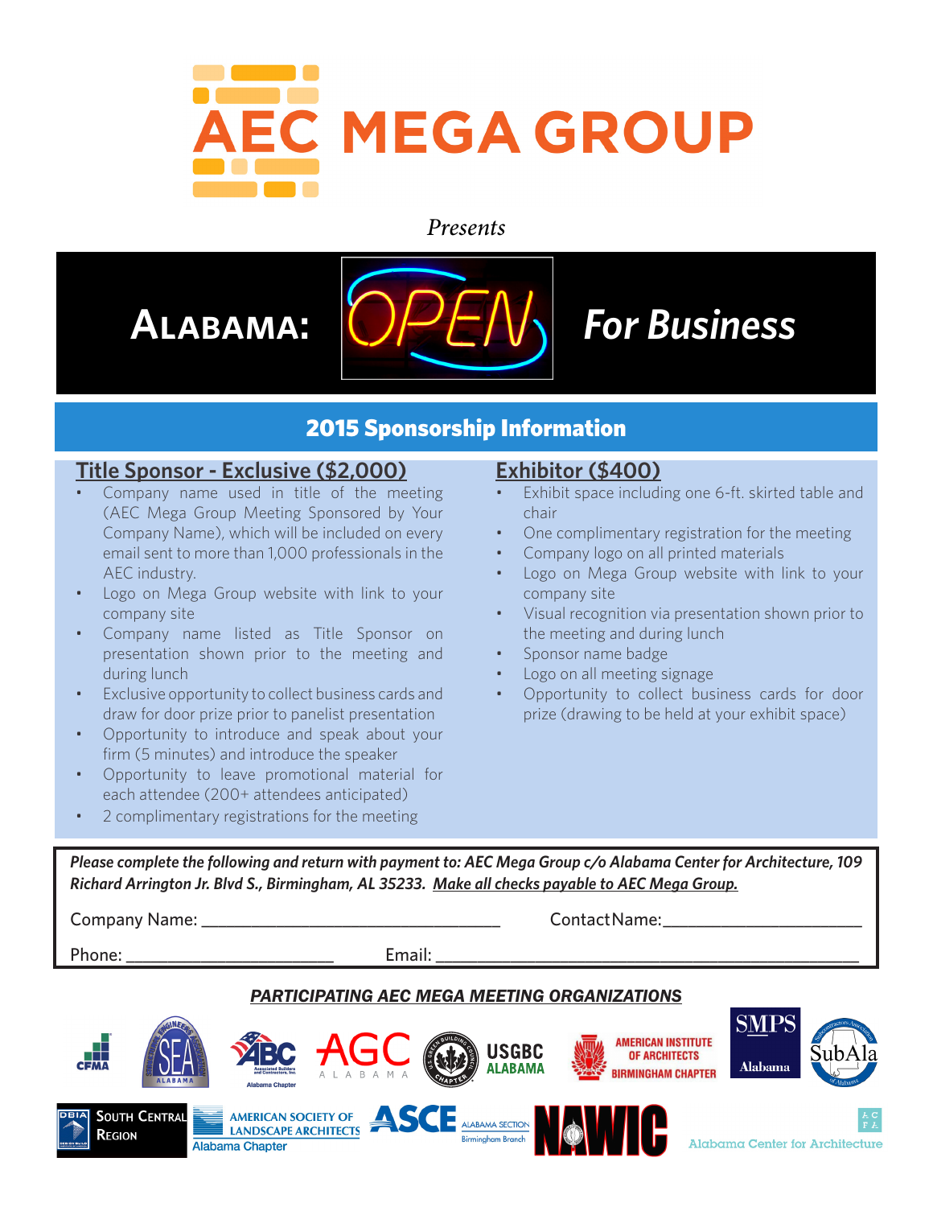# AEC MEGA GROUP

*Presents*

## Alabama: OPEN For Business

## 2015 Sponsorship Information

### Title Sponsor - Exclusive ($2,000)

- Company name used in title of the meeting (AEC Mega Group Meeting Sponsored by Your Company Name), which will be included on every email sent to more than 1,000 professionals in the AEC industry.
- Logo on Mega Group website with link to your company site
- Company name listed as Title Sponsor on presentation shown prior to the meeting and during lunch
- Exclusive opportunity to collect business cards and draw for door prize prior to panelist presentation
- Opportunity to introduce and speak about your firm (5 minutes) and introduce the speaker
- Opportunity to leave promotional material for each attendee (200+ attendees anticipated)
- 2 complimentary registrations for the meeting

### Exhibitor ($400)

- Exhibit space including one 6-ft. skirted table and chair
- One complimentary registration for the meeting
- Company logo on all printed materials
- Logo on Mega Group website with link to your company site
- Visual recognition via presentation shown prior to the meeting and during lunch
- Sponsor name badge
- Logo on all meeting signage
- Opportunity to collect business cards for door prize (drawing to be held at your exhibit space)

***Please complete the following and return with payment to: AEC Mega Group c/o Alabama Center for Architecture, 109 Richard Arrington Jr. Blvd S., Birmingham, AL 35233. Make all checks payable to AEC Mega Group.***

Company Name: ______________________________ Contact Name: ____________________

Phone: ____________________ Email: __________________________________________

***PARTICIPATING AEC MEGA MEETING ORGANIZATIONS***

CFMA · SEA Alabama · ABC Alabama Chapter · AGC Alabama · USGBC Alabama · American Institute of Architects Birmingham Chapter · SMPS Alabama · SubAla · DBIA South Central Region · American Society of Landscape Architects Alabama Chapter · ASCE Alabama Section Birmingham Branch · NAWIC · Alabama Center for Architecture